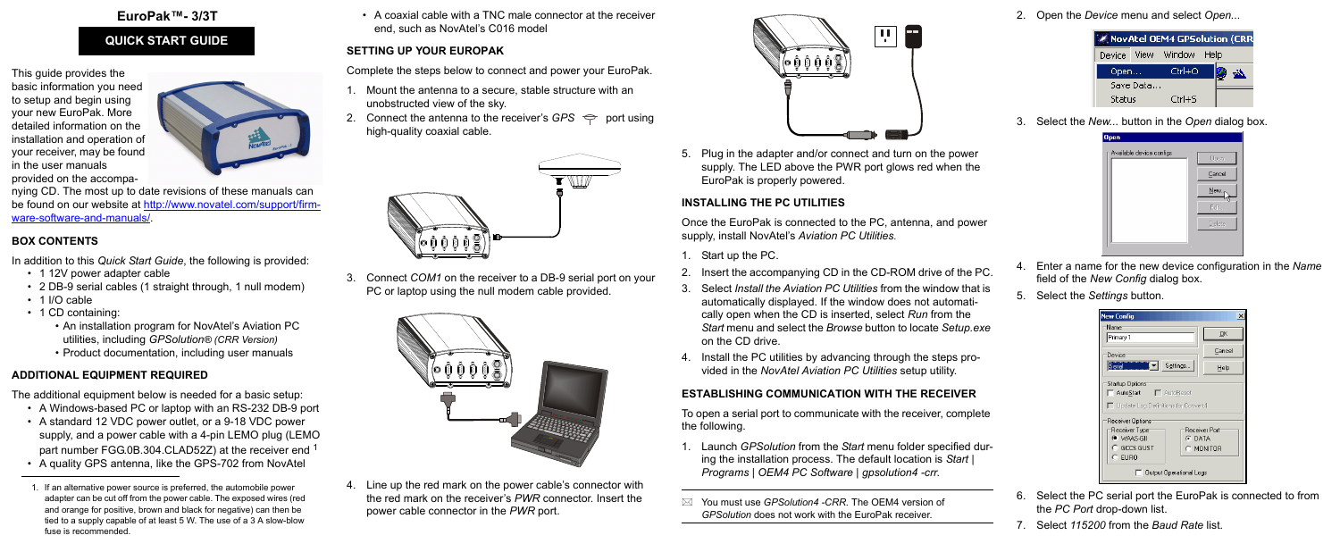# EuroPak™- 3/3T

## QUICK START GUIDE

This guide provides the basic information you need to setup and begin using your new EuroPak. More detailed information on the installation and operation of your receiver, may be found in the user manuals provided on the accompanying CD. The most up to date revisions of these manuals can be found on our website at http://www.novatel.com/support/firmware-software-and-manuals/.

### BOX CONTENTS

In addition to this *Quick Start Guide*, the following is provided:

- 1 12V power adapter cable
- 2 DB-9 serial cables (1 straight through, 1 null modem)
- 1 I/O cable
- 1 CD containing:
  - An installation program for NovAtel's Aviation PC utilities, including *GPSolution® (CRR Version)*
  - Product documentation, including user manuals

### ADDITIONAL EQUIPMENT REQUIRED

The additional equipment below is needed for a basic setup:

- A Windows-based PC or laptop with an RS-232 DB-9 port
- A standard 12 VDC power outlet, or a 9-18 VDC power supply, and a power cable with a 4-pin LEMO plug (LEMO part number FGG.0B.304.CLAD52Z) at the receiver end [1]
- A quality GPS antenna, like the GPS-702 from NovAtel
- A coaxial cable with a TNC male connector at the receiver end, such as NovAtel's C016 model

1. If an alternative power source is preferred, the automobile power adapter can be cut off from the power cable. The exposed wires (red and orange for positive, brown and black for negative) can then be tied to a supply capable of at least 5 W. The use of a 3 A slow-blow fuse is recommended.

### SETTING UP YOUR EUROPAK

Complete the steps below to connect and power your EuroPak.

1. Mount the antenna to a secure, stable structure with an unobstructed view of the sky.
2. Connect the antenna to the receiver's *GPS* port using high-quality coaxial cable.
3. Connect *COM1* on the receiver to a DB-9 serial port on your PC or laptop using the null modem cable provided.
4. Line up the red mark on the power cable's connector with the red mark on the receiver's *PWR* connector. Insert the power cable connector in the *PWR* port.
5. Plug in the adapter and/or connect and turn on the power supply. The LED above the PWR port glows red when the EuroPak is properly powered.

### INSTALLING THE PC UTILITIES

Once the EuroPak is connected to the PC, antenna, and power supply, install NovAtel's *Aviation PC Utilities.*

1. Start up the PC.
2. Insert the accompanying CD in the CD-ROM drive of the PC.
3. Select *Install the Aviation PC Utilities* from the window that is automatically displayed. If the window does not automatically open when the CD is inserted, select *Run* from the *Start* menu and select the *Browse* button to locate *Setup.exe* on the CD drive.
4. Install the PC utilities by advancing through the steps provided in the *NovAtel Aviation PC Utilities* setup utility.

### ESTABLISHING COMMUNICATION WITH THE RECEIVER

To open a serial port to communicate with the receiver, complete the following.

1. Launch *GPSolution* from the *Start* menu folder specified during the installation process. The default location is *Start | Programs | OEM4 PC Software | gpsolution4 -crr.*

> You must use *GPSolution4 -CRR*. The OEM4 version of *GPSolution* does not work with the EuroPak receiver.

2. Open the *Device* menu and select *Open...*
3. Select the *New...* button in the *Open* dialog box.
4. Enter a name for the new device configuration in the *Name* field of the *New Config* dialog box.
5. Select the *Settings* button.
6. Select the PC serial port the EuroPak is connected to from the *PC Port* drop-down list.
7. Select *115200* from the *Baud Rate* list.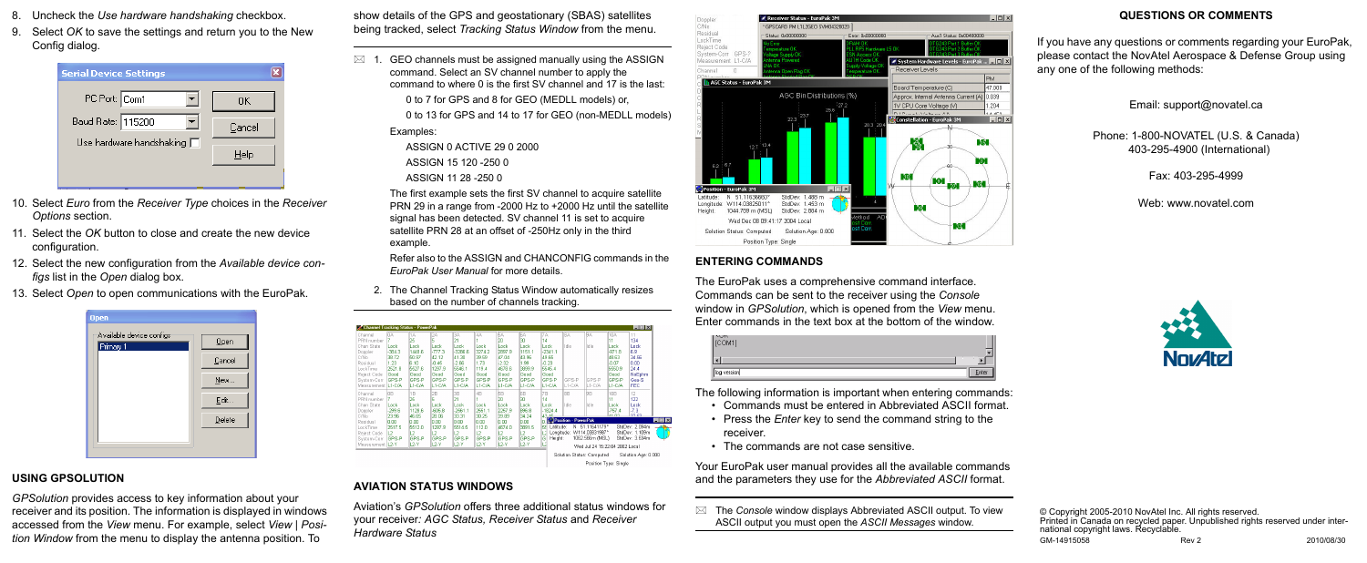8. Uncheck the *Use hardware handshaking* checkbox.
9. Select *OK* to save the settings and return you to the New Config dialog.

10. Select *Euro* from the *Receiver Type* choices in the *Receiver Options* section.
11. Select the *OK* button to close and create the new device configuration.
12. Select the new configuration from the *Available device configs* list in the *Open* dialog box.
13. Select *Open* to open communications with the EuroPak.

## USING GPSOLUTION

*GPSolution* provides access to key information about your receiver and its position. The information is displayed in windows accessed from the *View* menu. For example, select *View | Position Window* from the menu to display the antenna position. To show details of the GPS and geostationary (SBAS) satellites being tracked, select *Tracking Status Window* from the menu.

1. GEO channels must be assigned manually using the ASSIGN command. Select an SV channel number to apply the command to where 0 is the first SV channel and 17 is the last:

   0 to 7 for GPS and 8 for GEO (MEDLL models) or,

   0 to 13 for GPS and 14 to 17 for GEO (non-MEDLL models)

   Examples:

   ASSIGN 0 ACTIVE 29 0 2000

   ASSIGN 15 120 -250 0

   ASSIGN 11 28 -250 0

   The first example sets the first SV channel to acquire satellite PRN 29 in a range from -2000 Hz to +2000 Hz until the satellite signal has been detected. SV channel 11 is set to acquire satellite PRN 28 at an offset of -250Hz only in the third example.

   Refer also to the ASSIGN and CHANCONFIG commands in the *EuroPak User Manual* for more details.

2. The Channel Tracking Status Window automatically resizes based on the number of channels tracking.

## AVIATION STATUS WINDOWS

Aviation's *GPSolution* offers three additional status windows for your receiver: *AGC Status, Receiver Status* and *Receiver Hardware Status*

## ENTERING COMMANDS

The EuroPak uses a comprehensive command interface. Commands can be sent to the receiver using the *Console* window in *GPSolution*, which is opened from the *View* menu. Enter commands in the text box at the bottom of the window.

The following information is important when entering commands:

- Commands must be entered in Abbreviated ASCII format.
- Press the *Enter* key to send the command string to the receiver.
- The commands are not case sensitive.

Your EuroPak user manual provides all the available commands and the parameters they use for the *Abbreviated ASCII* format.

The *Console* window displays Abbreviated ASCII output. To view ASCII output you must open the *ASCII Messages* window.

## QUESTIONS OR COMMENTS

If you have any questions or comments regarding your EuroPak, please contact the NovAtel Aerospace & Defense Group using any one of the following methods:

Email: support@novatel.ca

Phone: 1-800-NOVATEL (U.S. & Canada)
403-295-4900 (International)

Fax: 403-295-4999

Web: www.novatel.com

© Copyright 2005-2010 NovAtel Inc. All rights reserved.
Printed in Canada on recycled paper. Unpublished rights reserved under international copyright laws. Recyclable.
GM-14915058 Rev 2 2010/08/30